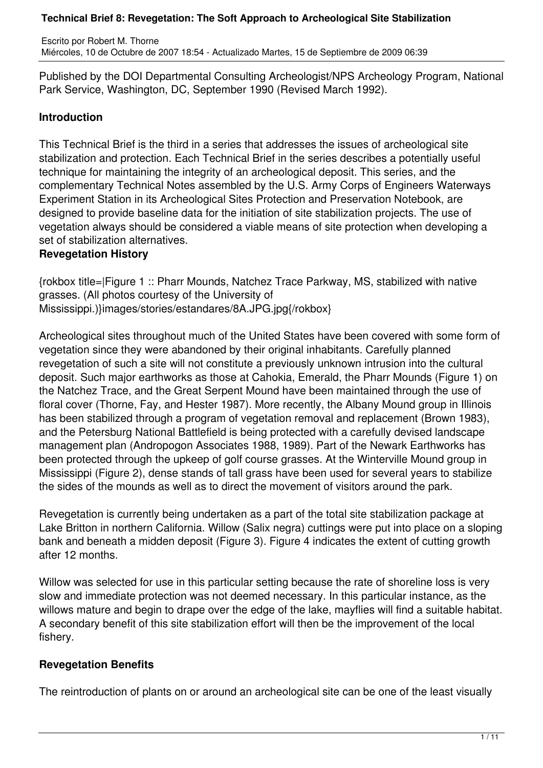Published by the DOI Departmental Consulting Archeologist/NPS Archeology Program, National Park Service, Washington, DC, September 1990 (Revised March 1992).

## Introduction

This Technical Brief is the third in a series that addresses the issues of archeological site stabilization and protection. Each Technical Brief in the series describes a potentially useful technique for maintaining the integrity of an archeological deposit. This series, and the complementary Technical Notes assembled by the U.S. Army Corps of Engineers Waterways Experiment Station in its Archeological Sites Protection and Preservation Notebook, are designed to provide baseline data for the initiation of site stabilization projects. The use of vegetation always should be considered a viable means of site protection when developing a set of stabilization alternatives.

## Revegetation History

{rokbox title=|Figure 1 :: Pharr Mounds, Natchez Trace Parkway, MS, stabilized with native grasses. (All photos courtesy of the University of Mississippi.)}images/stories/estandares/8A.JPG.jpg{/rokbox}

Archeological sites throughout much of the United States have been covered with some form of vegetation since they were abandoned by their original inhabitants. Carefully planned revegetation of such a site will not constitute a previously unknown intrusion into the cultural deposit. Such major earthworks as those at Cahokia, Emerald, the Pharr Mounds (Figure 1) on the Natchez Trace, and the Great Serpent Mound have been maintained through the use of floral cover (Thorne, Fay, and Hester 1987). More recently, the Albany Mound group in Illinois has been stabilized through a program of vegetation removal and replacement (Brown 1983), and the Petersburg National Battlefield is being protected with a carefully devised landscape management plan (Andropogon Associates 1988, 1989). Part of the Newark Earthworks has been protected through the upkeep of golf course grasses. At the Winterville Mound group in Mississippi (Figure 2), dense stands of tall grass have been used for several years to stabilize the sides of the mounds as well as to direct the movement of visitors around the park.

Revegetation is currently being undertaken as a part of the total site stabilization package at Lake Britton in northern California. Willow (Salix negra) cuttings were put into place on a sloping bank and beneath a midden deposit (Figure 3). Figure 4 indicates the extent of cutting growth after 12 months.

Willow was selected for use in this particular setting because the rate of shoreline loss is very slow and immediate protection was not deemed necessary. In this particular instance, as the willows mature and begin to drape over the edge of the lake, mayflies will find a suitable habitat. A secondary benefit of this site stabilization effort will then be the improvement of the local fishery.

## Revegetation Benefits

The reintroduction of plants on or around an archeological site can be one of the least visually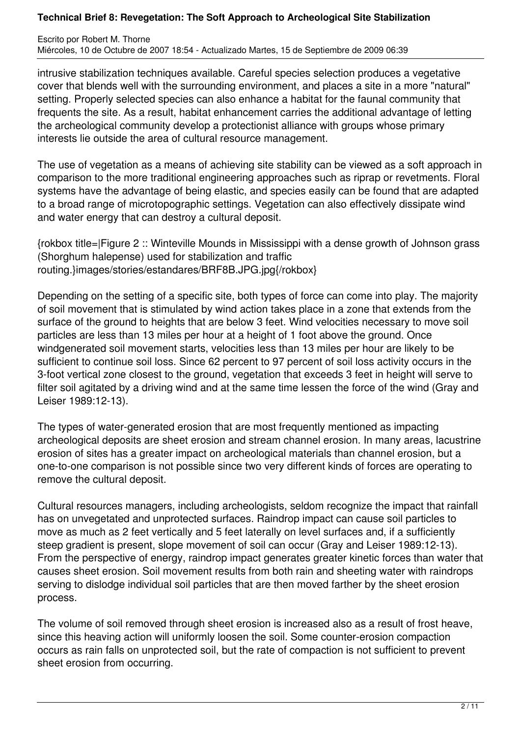intrusive stabilization techniques available. Careful species selection produces a vegetative cover that blends well with the surrounding environment, and places a site in a more "natural" setting. Properly selected species can also enhance a habitat for the faunal community that frequents the site. As a result, habitat enhancement carries the additional advantage of letting the archeological community develop a protectionist alliance with groups whose primary interests lie outside the area of cultural resource management.

The use of vegetation as a means of achieving site stability can be viewed as a soft approach in comparison to the more traditional engineering approaches such as riprap or revetments. Floral systems have the advantage of being elastic, and species easily can be found that are adapted to a broad range of microtopographic settings. Vegetation can also effectively dissipate wind and water energy that can destroy a cultural deposit.

{rokbox title=|Figure 2 :: Winteville Mounds in Mississippi with a dense growth of Johnson grass (Shorghum halepense) used for stabilization and traffic routing.}images/stories/estandares/BRF8B.JPG.jpg{/rokbox}

Depending on the setting of a specific site, both types of force can come into play. The majority of soil movement that is stimulated by wind action takes place in a zone that extends from the surface of the ground to heights that are below 3 feet. Wind velocities necessary to move soil particles are less than 13 miles per hour at a height of 1 foot above the ground. Once windgenerated soil movement starts, velocities less than 13 miles per hour are likely to be sufficient to continue soil loss. Since 62 percent to 97 percent of soil loss activity occurs in the 3-foot vertical zone closest to the ground, vegetation that exceeds 3 feet in height will serve to filter soil agitated by a driving wind and at the same time lessen the force of the wind (Gray and Leiser 1989:12-13).

The types of water-generated erosion that are most frequently mentioned as impacting archeological deposits are sheet erosion and stream channel erosion. In many areas, lacustrine erosion of sites has a greater impact on archeological materials than channel erosion, but a one-to-one comparison is not possible since two very different kinds of forces are operating to remove the cultural deposit.

Cultural resources managers, including archeologists, seldom recognize the impact that rainfall has on unvegetated and unprotected surfaces. Raindrop impact can cause soil particles to move as much as 2 feet vertically and 5 feet laterally on level surfaces and, if a sufficiently steep gradient is present, slope movement of soil can occur (Gray and Leiser 1989:12-13). From the perspective of energy, raindrop impact generates greater kinetic forces than water that causes sheet erosion. Soil movement results from both rain and sheeting water with raindrops serving to dislodge individual soil particles that are then moved farther by the sheet erosion process.

The volume of soil removed through sheet erosion is increased also as a result of frost heave, since this heaving action will uniformly loosen the soil. Some counter-erosion compaction occurs as rain falls on unprotected soil, but the rate of compaction is not sufficient to prevent sheet erosion from occurring.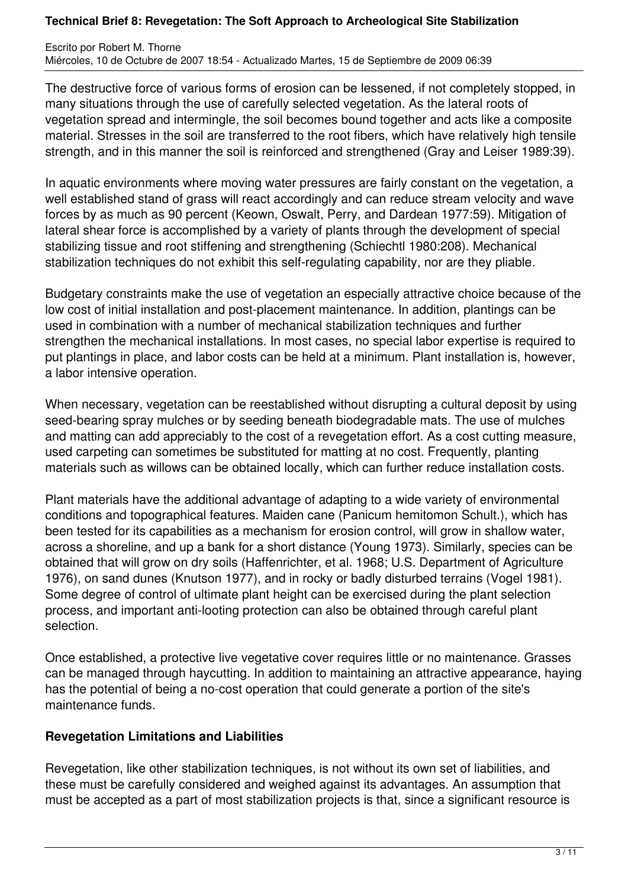The destructive force of various forms of erosion can be lessened, if not completely stopped, in many situations through the use of carefully selected vegetation. As the lateral roots of vegetation spread and intermingle, the soil becomes bound together and acts like a composite material. Stresses in the soil are transferred to the root fibers, which have relatively high tensile strength, and in this manner the soil is reinforced and strengthened (Gray and Leiser 1989:39).

In aquatic environments where moving water pressures are fairly constant on the vegetation, a well established stand of grass will react accordingly and can reduce stream velocity and wave forces by as much as 90 percent (Keown, Oswalt, Perry, and Dardean 1977:59). Mitigation of lateral shear force is accomplished by a variety of plants through the development of special stabilizing tissue and root stiffening and strengthening (Schiechtl 1980:208). Mechanical stabilization techniques do not exhibit this self-regulating capability, nor are they pliable.

Budgetary constraints make the use of vegetation an especially attractive choice because of the low cost of initial installation and post-placement maintenance. In addition, plantings can be used in combination with a number of mechanical stabilization techniques and further strengthen the mechanical installations. In most cases, no special labor expertise is required to put plantings in place, and labor costs can be held at a minimum. Plant installation is, however, a labor intensive operation.

When necessary, vegetation can be reestablished without disrupting a cultural deposit by using seed-bearing spray mulches or by seeding beneath biodegradable mats. The use of mulches and matting can add appreciably to the cost of a revegetation effort. As a cost cutting measure, used carpeting can sometimes be substituted for matting at no cost. Frequently, planting materials such as willows can be obtained locally, which can further reduce installation costs.

Plant materials have the additional advantage of adapting to a wide variety of environmental conditions and topographical features. Maiden cane (Panicum hemitomon Schult.), which has been tested for its capabilities as a mechanism for erosion control, will grow in shallow water, across a shoreline, and up a bank for a short distance (Young 1973). Similarly, species can be obtained that will grow on dry soils (Haffenrichter, et al. 1968; U.S. Department of Agriculture 1976), on sand dunes (Knutson 1977), and in rocky or badly disturbed terrains (Vogel 1981). Some degree of control of ultimate plant height can be exercised during the plant selection process, and important anti-looting protection can also be obtained through careful plant selection.

Once established, a protective live vegetative cover requires little or no maintenance. Grasses can be managed through haycutting. In addition to maintaining an attractive appearance, haying has the potential of being a no-cost operation that could generate a portion of the site's maintenance funds.

## Revegetation Limitations and Liabilities

Revegetation, like other stabilization techniques, is not without its own set of liabilities, and these must be carefully considered and weighed against its advantages. An assumption that must be accepted as a part of most stabilization projects is that, since a significant resource is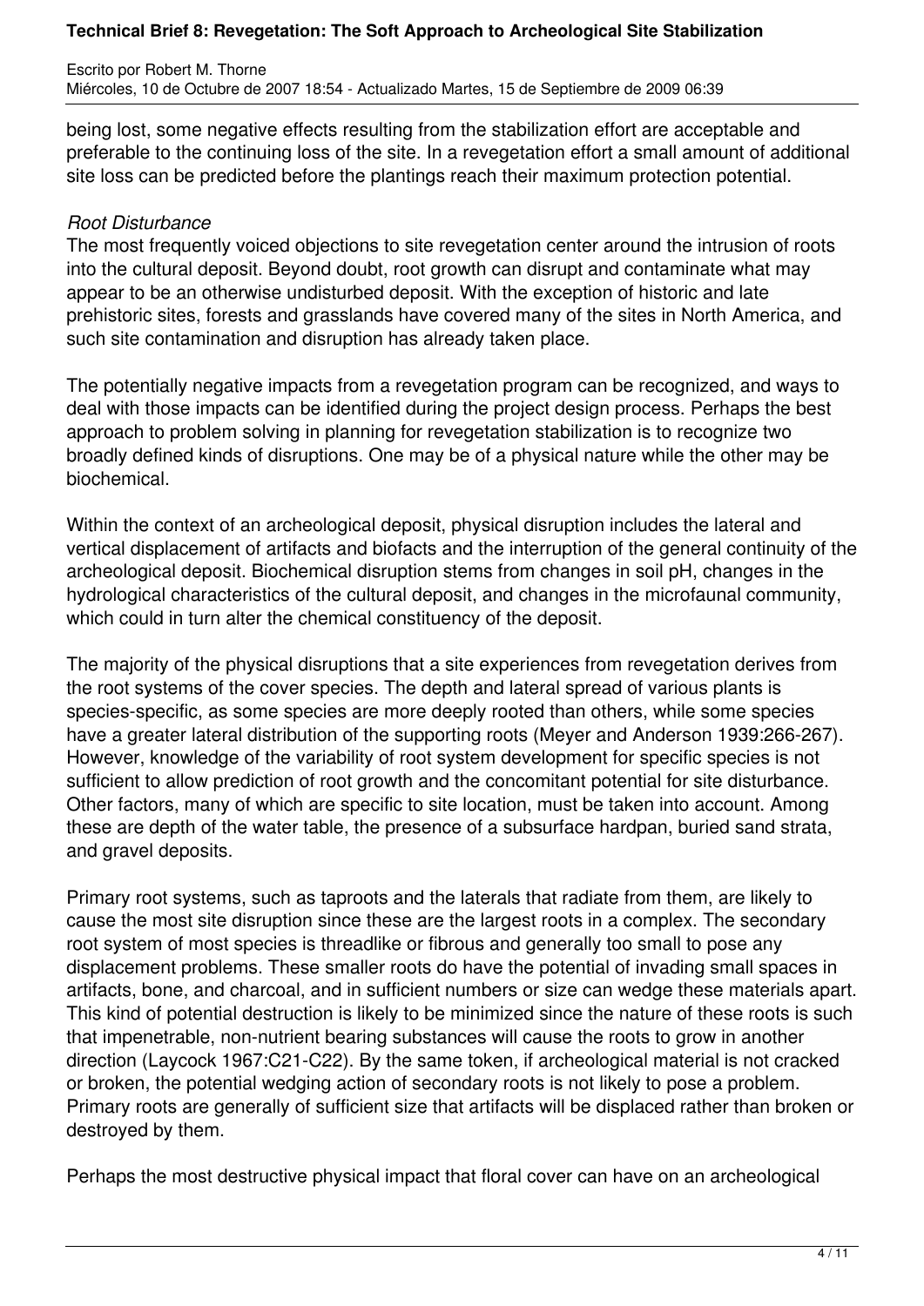being lost, some negative effects resulting from the stabilization effort are acceptable and preferable to the continuing loss of the site. In a revegetation effort a small amount of additional site loss can be predicted before the plantings reach their maximum protection potential.

*Root Disturbance*

The most frequently voiced objections to site revegetation center around the intrusion of roots into the cultural deposit. Beyond doubt, root growth can disrupt and contaminate what may appear to be an otherwise undisturbed deposit. With the exception of historic and late prehistoric sites, forests and grasslands have covered many of the sites in North America, and such site contamination and disruption has already taken place.

The potentially negative impacts from a revegetation program can be recognized, and ways to deal with those impacts can be identified during the project design process. Perhaps the best approach to problem solving in planning for revegetation stabilization is to recognize two broadly defined kinds of disruptions. One may be of a physical nature while the other may be biochemical.

Within the context of an archeological deposit, physical disruption includes the lateral and vertical displacement of artifacts and biofacts and the interruption of the general continuity of the archeological deposit. Biochemical disruption stems from changes in soil pH, changes in the hydrological characteristics of the cultural deposit, and changes in the microfaunal community, which could in turn alter the chemical constituency of the deposit.

The majority of the physical disruptions that a site experiences from revegetation derives from the root systems of the cover species. The depth and lateral spread of various plants is species-specific, as some species are more deeply rooted than others, while some species have a greater lateral distribution of the supporting roots (Meyer and Anderson 1939:266-267). However, knowledge of the variability of root system development for specific species is not sufficient to allow prediction of root growth and the concomitant potential for site disturbance. Other factors, many of which are specific to site location, must be taken into account. Among these are depth of the water table, the presence of a subsurface hardpan, buried sand strata, and gravel deposits.

Primary root systems, such as taproots and the laterals that radiate from them, are likely to cause the most site disruption since these are the largest roots in a complex. The secondary root system of most species is threadlike or fibrous and generally too small to pose any displacement problems. These smaller roots do have the potential of invading small spaces in artifacts, bone, and charcoal, and in sufficient numbers or size can wedge these materials apart. This kind of potential destruction is likely to be minimized since the nature of these roots is such that impenetrable, non-nutrient bearing substances will cause the roots to grow in another direction (Laycock 1967:C21-C22). By the same token, if archeological material is not cracked or broken, the potential wedging action of secondary roots is not likely to pose a problem. Primary roots are generally of sufficient size that artifacts will be displaced rather than broken or destroyed by them.

Perhaps the most destructive physical impact that floral cover can have on an archeological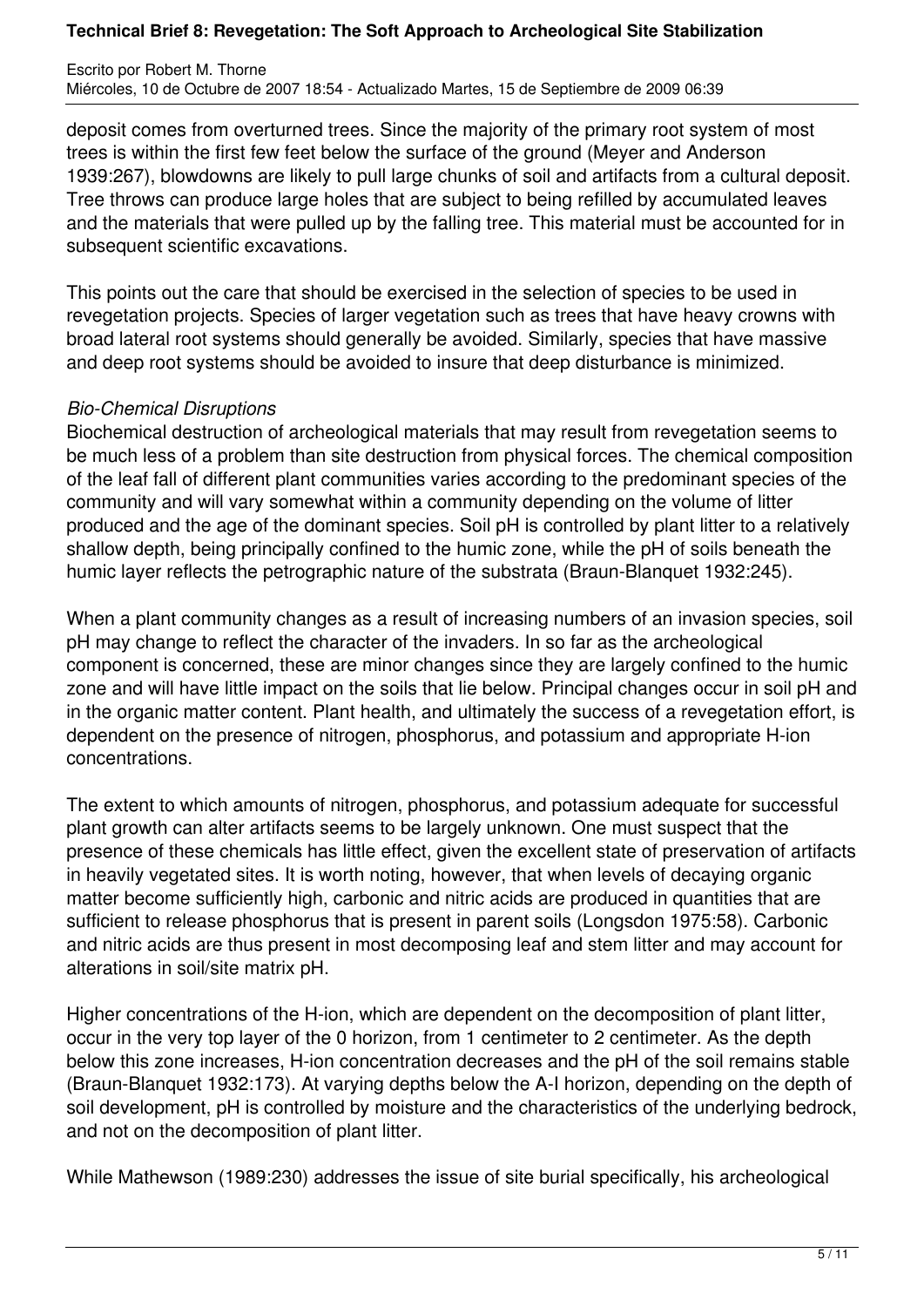deposit comes from overturned trees. Since the majority of the primary root system of most trees is within the first few feet below the surface of the ground (Meyer and Anderson 1939:267), blowdowns are likely to pull large chunks of soil and artifacts from a cultural deposit. Tree throws can produce large holes that are subject to being refilled by accumulated leaves and the materials that were pulled up by the falling tree. This material must be accounted for in subsequent scientific excavations.

This points out the care that should be exercised in the selection of species to be used in revegetation projects. Species of larger vegetation such as trees that have heavy crowns with broad lateral root systems should generally be avoided. Similarly, species that have massive and deep root systems should be avoided to insure that deep disturbance is minimized.

*Bio-Chemical Disruptions*

Biochemical destruction of archeological materials that may result from revegetation seems to be much less of a problem than site destruction from physical forces. The chemical composition of the leaf fall of different plant communities varies according to the predominant species of the community and will vary somewhat within a community depending on the volume of litter produced and the age of the dominant species. Soil pH is controlled by plant litter to a relatively shallow depth, being principally confined to the humic zone, while the pH of soils beneath the humic layer reflects the petrographic nature of the substrata (Braun-Blanquet 1932:245).

When a plant community changes as a result of increasing numbers of an invasion species, soil pH may change to reflect the character of the invaders. In so far as the archeological component is concerned, these are minor changes since they are largely confined to the humic zone and will have little impact on the soils that lie below. Principal changes occur in soil pH and in the organic matter content. Plant health, and ultimately the success of a revegetation effort, is dependent on the presence of nitrogen, phosphorus, and potassium and appropriate H-ion concentrations.

The extent to which amounts of nitrogen, phosphorus, and potassium adequate for successful plant growth can alter artifacts seems to be largely unknown. One must suspect that the presence of these chemicals has little effect, given the excellent state of preservation of artifacts in heavily vegetated sites. It is worth noting, however, that when levels of decaying organic matter become sufficiently high, carbonic and nitric acids are produced in quantities that are sufficient to release phosphorus that is present in parent soils (Longsdon 1975:58). Carbonic and nitric acids are thus present in most decomposing leaf and stem litter and may account for alterations in soil/site matrix pH.

Higher concentrations of the H-ion, which are dependent on the decomposition of plant litter, occur in the very top layer of the 0 horizon, from 1 centimeter to 2 centimeter. As the depth below this zone increases, H-ion concentration decreases and the pH of the soil remains stable (Braun-Blanquet 1932:173). At varying depths below the A-I horizon, depending on the depth of soil development, pH is controlled by moisture and the characteristics of the underlying bedrock, and not on the decomposition of plant litter.

While Mathewson (1989:230) addresses the issue of site burial specifically, his archeological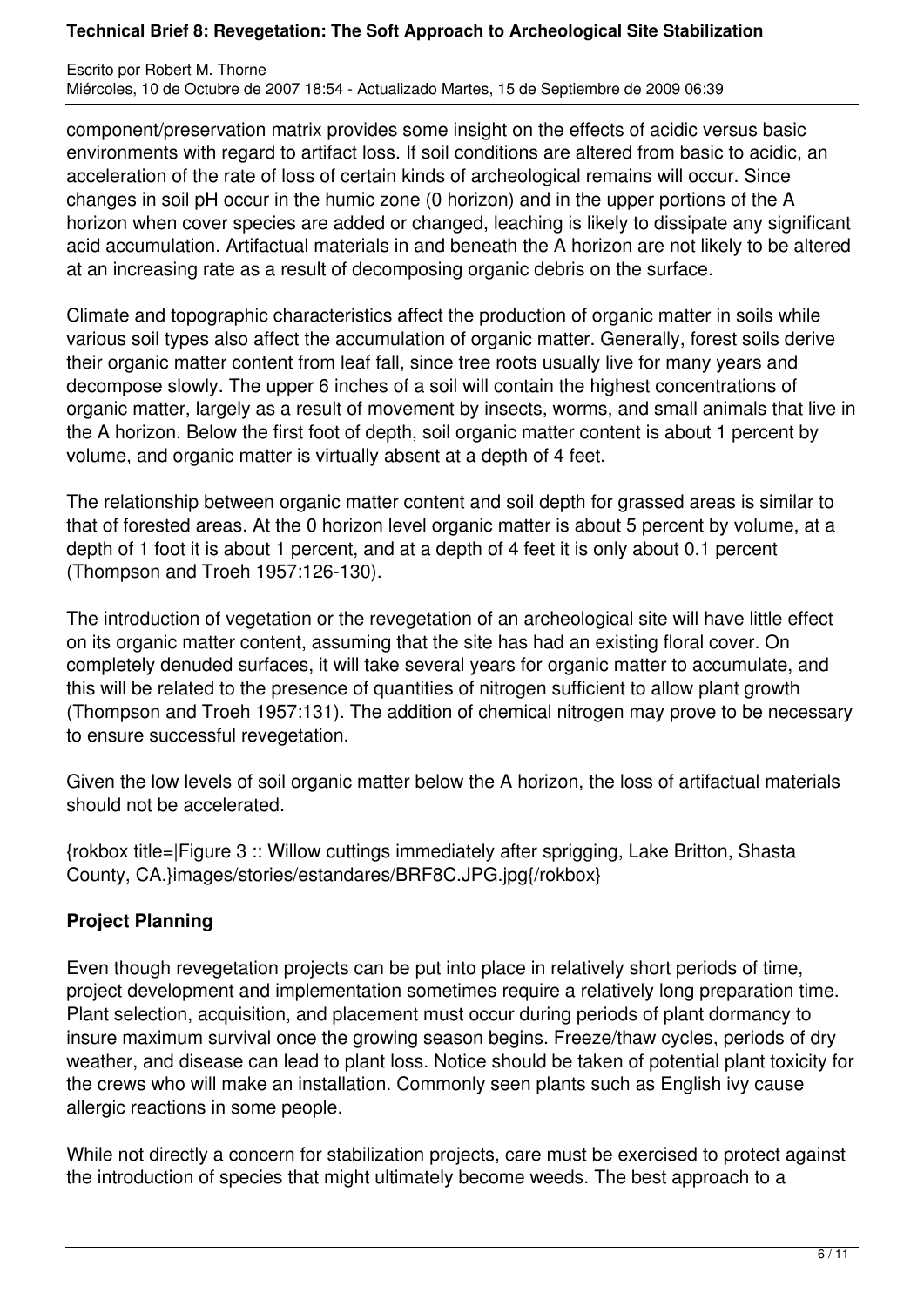component/preservation matrix provides some insight on the effects of acidic versus basic environments with regard to artifact loss. If soil conditions are altered from basic to acidic, an acceleration of the rate of loss of certain kinds of archeological remains will occur. Since changes in soil pH occur in the humic zone (0 horizon) and in the upper portions of the A horizon when cover species are added or changed, leaching is likely to dissipate any significant acid accumulation. Artifactual materials in and beneath the A horizon are not likely to be altered at an increasing rate as a result of decomposing organic debris on the surface.

Climate and topographic characteristics affect the production of organic matter in soils while various soil types also affect the accumulation of organic matter. Generally, forest soils derive their organic matter content from leaf fall, since tree roots usually live for many years and decompose slowly. The upper 6 inches of a soil will contain the highest concentrations of organic matter, largely as a result of movement by insects, worms, and small animals that live in the A horizon. Below the first foot of depth, soil organic matter content is about 1 percent by volume, and organic matter is virtually absent at a depth of 4 feet.

The relationship between organic matter content and soil depth for grassed areas is similar to that of forested areas. At the 0 horizon level organic matter is about 5 percent by volume, at a depth of 1 foot it is about 1 percent, and at a depth of 4 feet it is only about 0.1 percent (Thompson and Troeh 1957:126-130).

The introduction of vegetation or the revegetation of an archeological site will have little effect on its organic matter content, assuming that the site has had an existing floral cover. On completely denuded surfaces, it will take several years for organic matter to accumulate, and this will be related to the presence of quantities of nitrogen sufficient to allow plant growth (Thompson and Troeh 1957:131). The addition of chemical nitrogen may prove to be necessary to ensure successful revegetation.

Given the low levels of soil organic matter below the A horizon, the loss of artifactual materials should not be accelerated.

{rokbox title=|Figure 3 :: Willow cuttings immediately after sprigging, Lake Britton, Shasta County, CA.}images/stories/estandares/BRF8C.JPG.jpg{/rokbox}

## Project Planning

Even though revegetation projects can be put into place in relatively short periods of time, project development and implementation sometimes require a relatively long preparation time. Plant selection, acquisition, and placement must occur during periods of plant dormancy to insure maximum survival once the growing season begins. Freeze/thaw cycles, periods of dry weather, and disease can lead to plant loss. Notice should be taken of potential plant toxicity for the crews who will make an installation. Commonly seen plants such as English ivy cause allergic reactions in some people.

While not directly a concern for stabilization projects, care must be exercised to protect against the introduction of species that might ultimately become weeds. The best approach to a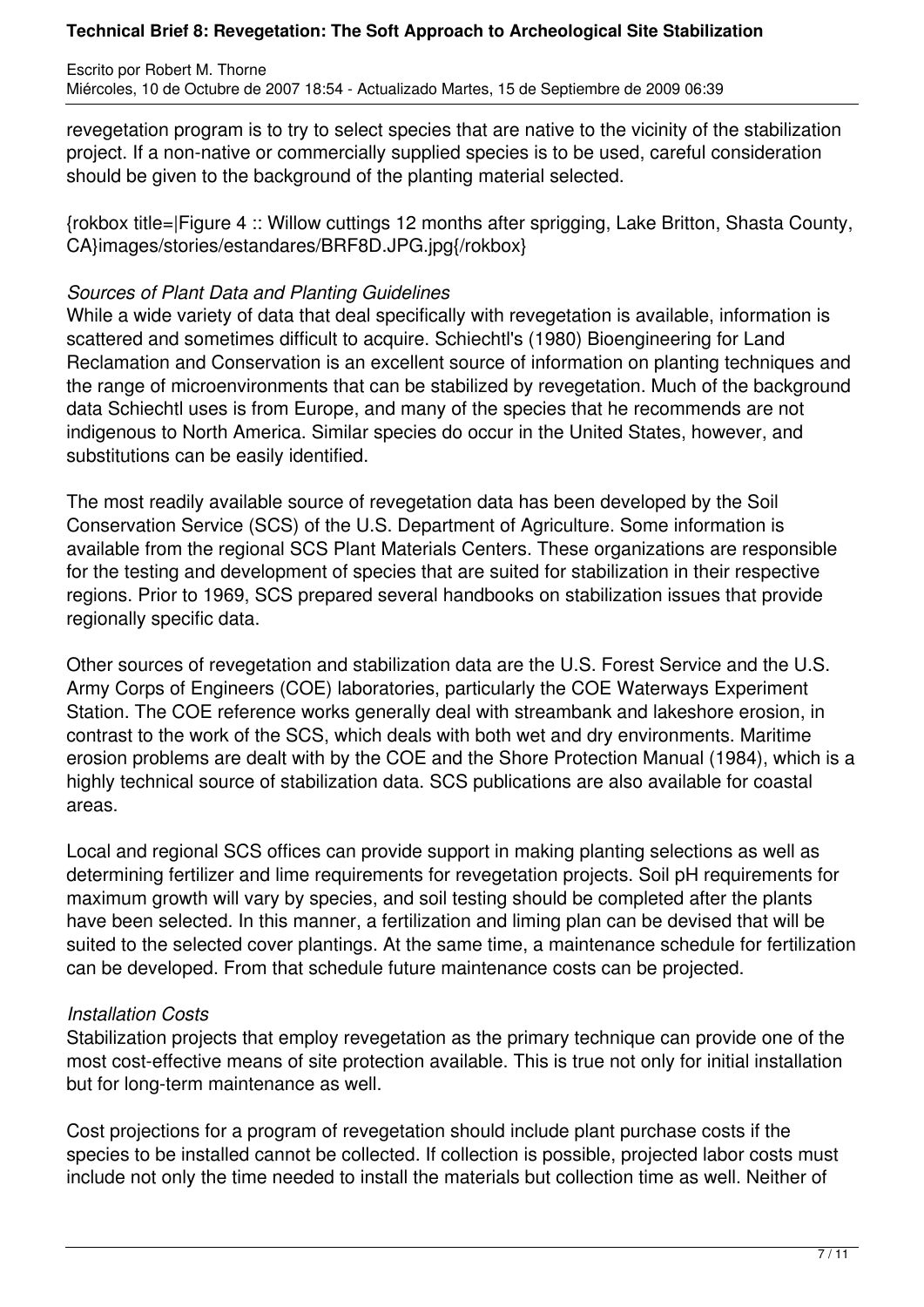revegetation program is to try to select species that are native to the vicinity of the stabilization project. If a non-native or commercially supplied species is to be used, careful consideration should be given to the background of the planting material selected.

{rokbox title=|Figure 4 :: Willow cuttings 12 months after sprigging, Lake Britton, Shasta County, CA}images/stories/estandares/BRF8D.JPG.jpg{/rokbox}

*Sources of Plant Data and Planting Guidelines*

While a wide variety of data that deal specifically with revegetation is available, information is scattered and sometimes difficult to acquire. Schiechtl's (1980) Bioengineering for Land Reclamation and Conservation is an excellent source of information on planting techniques and the range of microenvironments that can be stabilized by revegetation. Much of the background data Schiechtl uses is from Europe, and many of the species that he recommends are not indigenous to North America. Similar species do occur in the United States, however, and substitutions can be easily identified.

The most readily available source of revegetation data has been developed by the Soil Conservation Service (SCS) of the U.S. Department of Agriculture. Some information is available from the regional SCS Plant Materials Centers. These organizations are responsible for the testing and development of species that are suited for stabilization in their respective regions. Prior to 1969, SCS prepared several handbooks on stabilization issues that provide regionally specific data.

Other sources of revegetation and stabilization data are the U.S. Forest Service and the U.S. Army Corps of Engineers (COE) laboratories, particularly the COE Waterways Experiment Station. The COE reference works generally deal with streambank and lakeshore erosion, in contrast to the work of the SCS, which deals with both wet and dry environments. Maritime erosion problems are dealt with by the COE and the Shore Protection Manual (1984), which is a highly technical source of stabilization data. SCS publications are also available for coastal areas.

Local and regional SCS offices can provide support in making planting selections as well as determining fertilizer and lime requirements for revegetation projects. Soil pH requirements for maximum growth will vary by species, and soil testing should be completed after the plants have been selected. In this manner, a fertilization and liming plan can be devised that will be suited to the selected cover plantings. At the same time, a maintenance schedule for fertilization can be developed. From that schedule future maintenance costs can be projected.

*Installation Costs*

Stabilization projects that employ revegetation as the primary technique can provide one of the most cost-effective means of site protection available. This is true not only for initial installation but for long-term maintenance as well.

Cost projections for a program of revegetation should include plant purchase costs if the species to be installed cannot be collected. If collection is possible, projected labor costs must include not only the time needed to install the materials but collection time as well. Neither of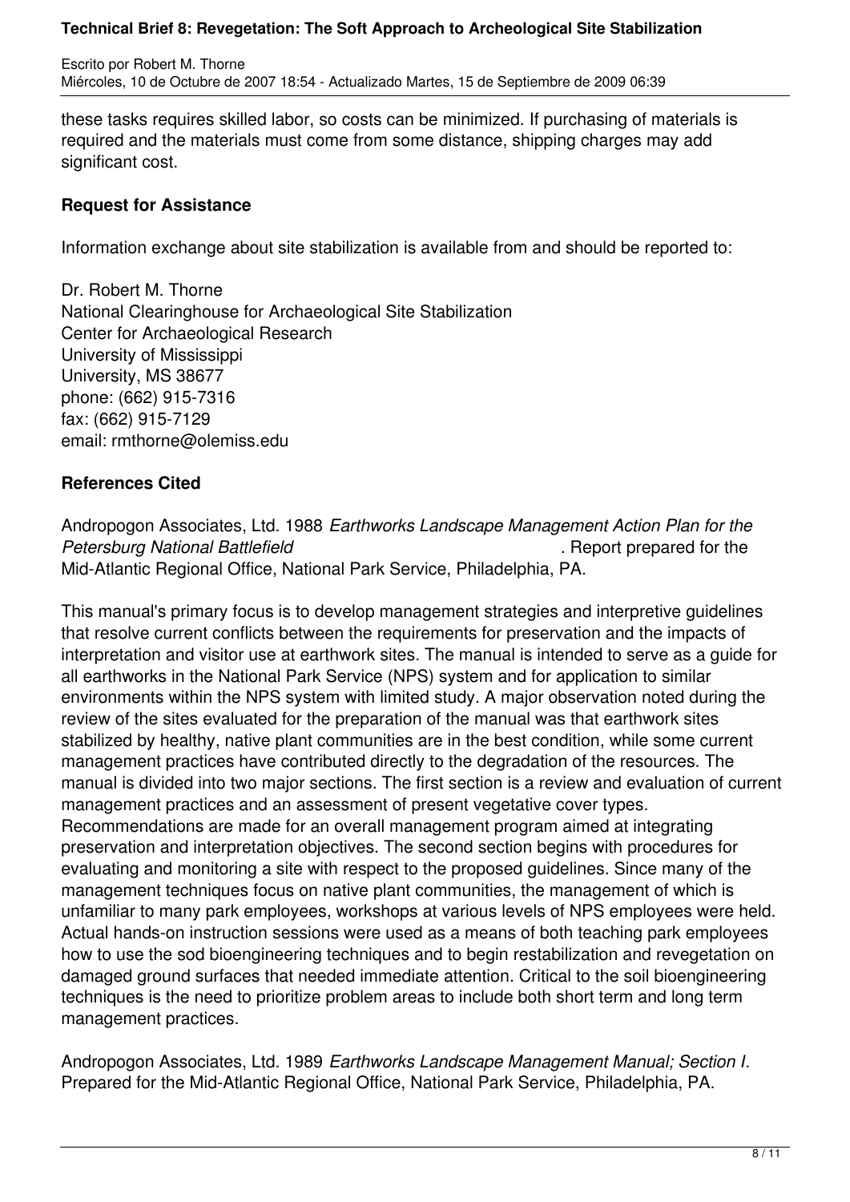these tasks requires skilled labor, so costs can be minimized. If purchasing of materials is required and the materials must come from some distance, shipping charges may add significant cost.

## Request for Assistance

Information exchange about site stabilization is available from and should be reported to:

Dr. Robert M. Thorne  
National Clearinghouse for Archaeological Site Stabilization  
Center for Archaeological Research  
University of Mississippi  
University, MS 38677  
phone: (662) 915-7316  
fax: (662) 915-7129  
email: rmthorne@olemiss.edu

## References Cited

Andropogon Associates, Ltd. 1988 *Earthworks Landscape Management Action Plan for the Petersburg National Battlefield*. Report prepared for the Mid-Atlantic Regional Office, National Park Service, Philadelphia, PA.

This manual's primary focus is to develop management strategies and interpretive guidelines that resolve current conflicts between the requirements for preservation and the impacts of interpretation and visitor use at earthwork sites. The manual is intended to serve as a guide for all earthworks in the National Park Service (NPS) system and for application to similar environments within the NPS system with limited study. A major observation noted during the review of the sites evaluated for the preparation of the manual was that earthwork sites stabilized by healthy, native plant communities are in the best condition, while some current management practices have contributed directly to the degradation of the resources. The manual is divided into two major sections. The first section is a review and evaluation of current management practices and an assessment of present vegetative cover types. Recommendations are made for an overall management program aimed at integrating preservation and interpretation objectives. The second section begins with procedures for evaluating and monitoring a site with respect to the proposed guidelines. Since many of the management techniques focus on native plant communities, the management of which is unfamiliar to many park employees, workshops at various levels of NPS employees were held. Actual hands-on instruction sessions were used as a means of both teaching park employees how to use the sod bioengineering techniques and to begin restabilization and revegetation on damaged ground surfaces that needed immediate attention. Critical to the soil bioengineering techniques is the need to prioritize problem areas to include both short term and long term management practices.

Andropogon Associates, Ltd. 1989 *Earthworks Landscape Management Manual; Section I*. Prepared for the Mid-Atlantic Regional Office, National Park Service, Philadelphia, PA.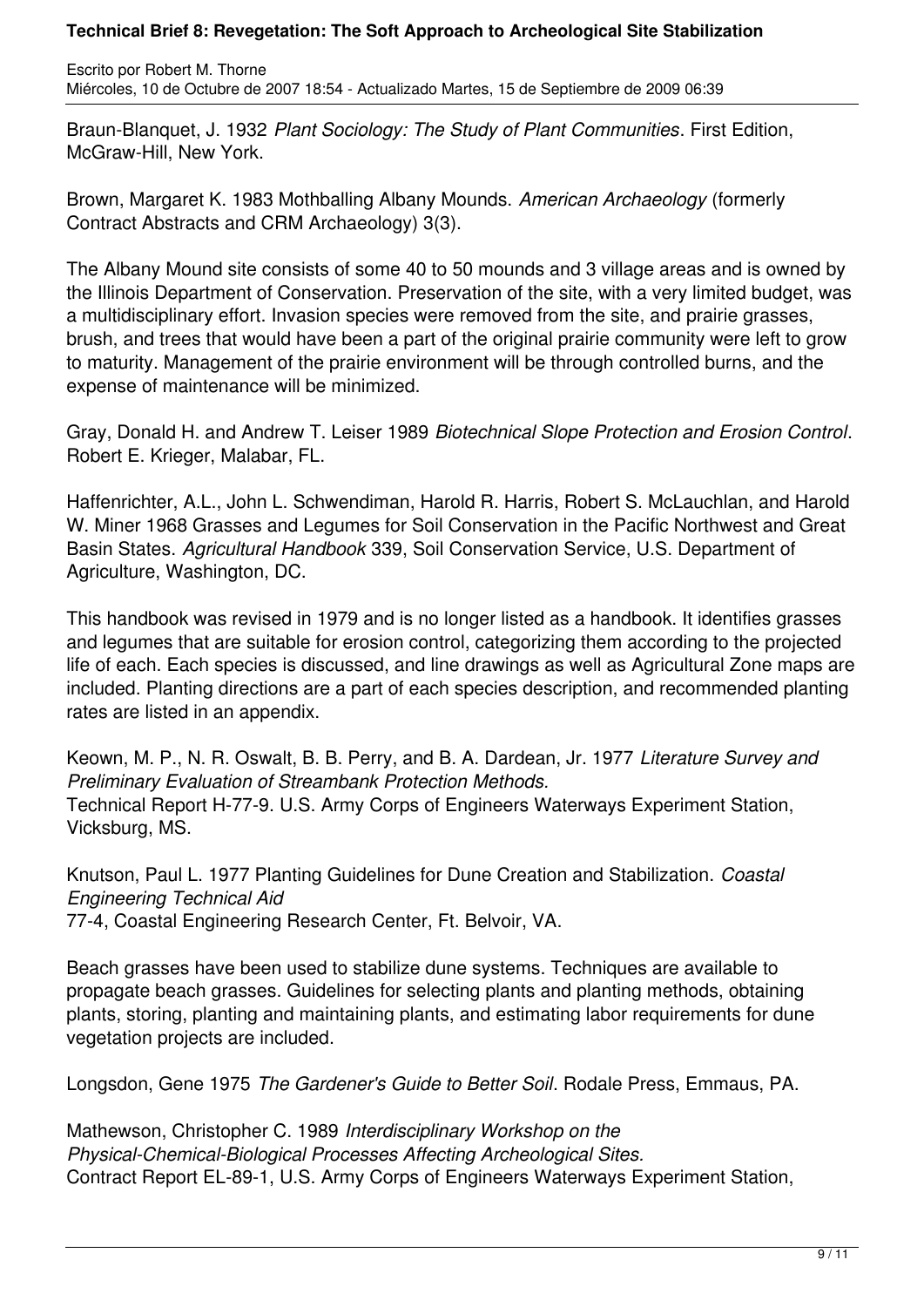Braun-Blanquet, J. 1932 *Plant Sociology: The Study of Plant Communities*. First Edition, McGraw-Hill, New York.

Brown, Margaret K. 1983 Mothballing Albany Mounds. *American Archaeology* (formerly Contract Abstracts and CRM Archaeology) 3(3).

The Albany Mound site consists of some 40 to 50 mounds and 3 village areas and is owned by the Illinois Department of Conservation. Preservation of the site, with a very limited budget, was a multidisciplinary effort. Invasion species were removed from the site, and prairie grasses, brush, and trees that would have been a part of the original prairie community were left to grow to maturity. Management of the prairie environment will be through controlled burns, and the expense of maintenance will be minimized.

Gray, Donald H. and Andrew T. Leiser 1989 *Biotechnical Slope Protection and Erosion Control*. Robert E. Krieger, Malabar, FL.

Haffenrichter, A.L., John L. Schwendiman, Harold R. Harris, Robert S. McLauchlan, and Harold W. Miner 1968 Grasses and Legumes for Soil Conservation in the Pacific Northwest and Great Basin States. *Agricultural Handbook* 339, Soil Conservation Service, U.S. Department of Agriculture, Washington, DC.

This handbook was revised in 1979 and is no longer listed as a handbook. It identifies grasses and legumes that are suitable for erosion control, categorizing them according to the projected life of each. Each species is discussed, and line drawings as well as Agricultural Zone maps are included. Planting directions are a part of each species description, and recommended planting rates are listed in an appendix.

Keown, M. P., N. R. Oswalt, B. B. Perry, and B. A. Dardean, Jr. 1977 *Literature Survey and Preliminary Evaluation of Streambank Protection Methods.* Technical Report H-77-9. U.S. Army Corps of Engineers Waterways Experiment Station, Vicksburg, MS.

Knutson, Paul L. 1977 Planting Guidelines for Dune Creation and Stabilization. *Coastal Engineering Technical Aid* 77-4, Coastal Engineering Research Center, Ft. Belvoir, VA.

Beach grasses have been used to stabilize dune systems. Techniques are available to propagate beach grasses. Guidelines for selecting plants and planting methods, obtaining plants, storing, planting and maintaining plants, and estimating labor requirements for dune vegetation projects are included.

Longsdon, Gene 1975 *The Gardener's Guide to Better Soil*. Rodale Press, Emmaus, PA.

Mathewson, Christopher C. 1989 *Interdisciplinary Workshop on the Physical-Chemical-Biological Processes Affecting Archeological Sites.* Contract Report EL-89-1, U.S. Army Corps of Engineers Waterways Experiment Station,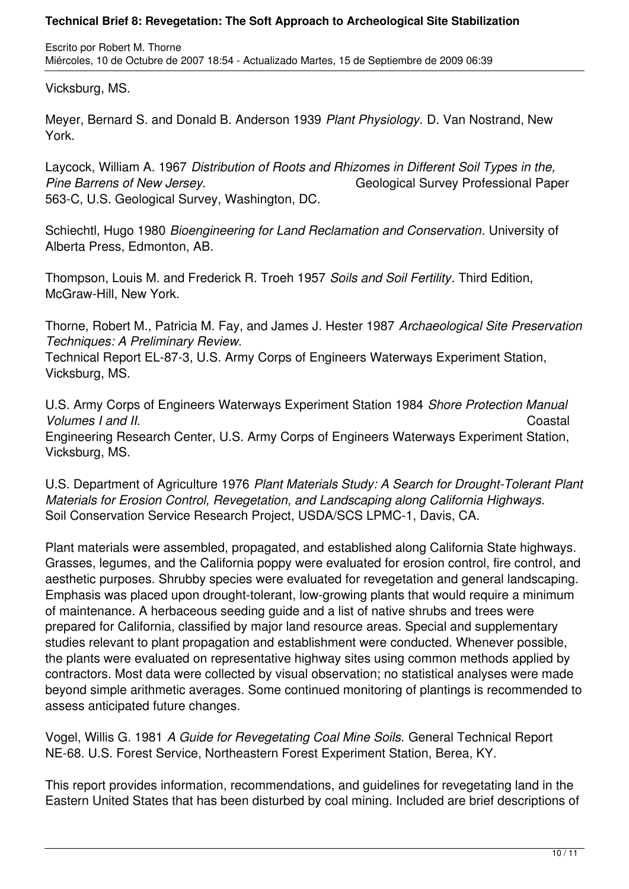Vicksburg, MS.

Meyer, Bernard S. and Donald B. Anderson 1939 *Plant Physiology.* D. Van Nostrand, New York.

Laycock, William A. 1967 *Distribution of Roots and Rhizomes in Different Soil Types in the, Pine Barrens of New Jersey.* Geological Survey Professional Paper 563-C, U.S. Geological Survey, Washington, DC.

Schiechtl, Hugo 1980 *Bioengineering for Land Reclamation and Conservation*. University of Alberta Press, Edmonton, AB.

Thompson, Louis M. and Frederick R. Troeh 1957 *Soils and Soil Fertility*. Third Edition, McGraw-Hill, New York.

Thorne, Robert M., Patricia M. Fay, and James J. Hester 1987 *Archaeological Site Preservation Techniques: A Preliminary Review.*
Technical Report EL-87-3, U.S. Army Corps of Engineers Waterways Experiment Station, Vicksburg, MS.

U.S. Army Corps of Engineers Waterways Experiment Station 1984 *Shore Protection Manual Volumes I and II.* Coastal Engineering Research Center, U.S. Army Corps of Engineers Waterways Experiment Station, Vicksburg, MS.

U.S. Department of Agriculture 1976 *Plant Materials Study: A Search for Drought-Tolerant Plant Materials for Erosion Control, Revegetation, and Landscaping along California Highways.* Soil Conservation Service Research Project, USDA/SCS LPMC-1, Davis, CA.

Plant materials were assembled, propagated, and established along California State highways. Grasses, legumes, and the California poppy were evaluated for erosion control, fire control, and aesthetic purposes. Shrubby species were evaluated for revegetation and general landscaping. Emphasis was placed upon drought-tolerant, low-growing plants that would require a minimum of maintenance. A herbaceous seeding guide and a list of native shrubs and trees were prepared for California, classified by major land resource areas. Special and supplementary studies relevant to plant propagation and establishment were conducted. Whenever possible, the plants were evaluated on representative highway sites using common methods applied by contractors. Most data were collected by visual observation; no statistical analyses were made beyond simple arithmetic averages. Some continued monitoring of plantings is recommended to assess anticipated future changes.

Vogel, Willis G. 1981 *A Guide for Revegetating Coal Mine Soils.* General Technical Report NE-68. U.S. Forest Service, Northeastern Forest Experiment Station, Berea, KY.

This report provides information, recommendations, and guidelines for revegetating land in the Eastern United States that has been disturbed by coal mining. Included are brief descriptions of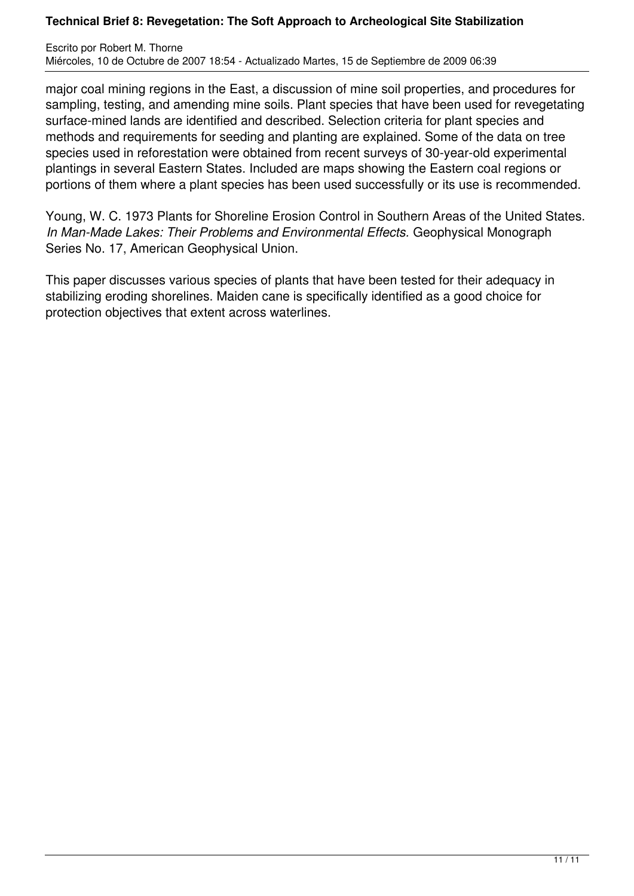major coal mining regions in the East, a discussion of mine soil properties, and procedures for sampling, testing, and amending mine soils. Plant species that have been used for revegetating surface-mined lands are identified and described. Selection criteria for plant species and methods and requirements for seeding and planting are explained. Some of the data on tree species used in reforestation were obtained from recent surveys of 30-year-old experimental plantings in several Eastern States. Included are maps showing the Eastern coal regions or portions of them where a plant species has been used successfully or its use is recommended.

Young, W. C. 1973 Plants for Shoreline Erosion Control in Southern Areas of the United States. *In Man-Made Lakes: Their Problems and Environmental Effects.* Geophysical Monograph Series No. 17, American Geophysical Union.

This paper discusses various species of plants that have been tested for their adequacy in stabilizing eroding shorelines. Maiden cane is specifically identified as a good choice for protection objectives that extent across waterlines.